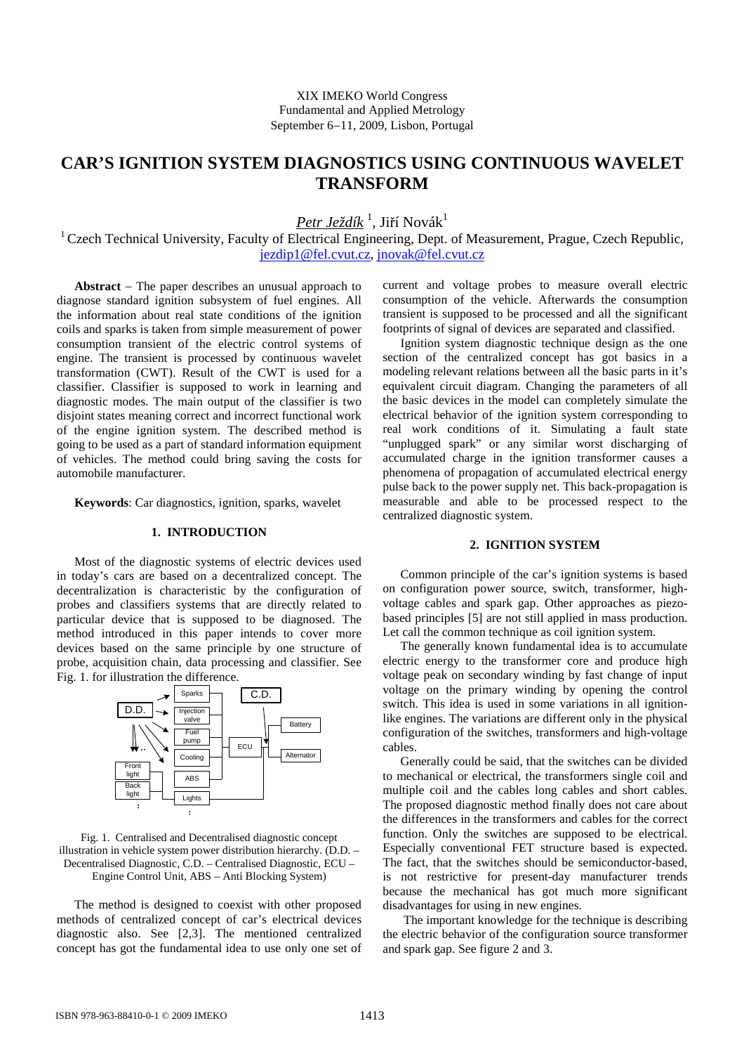XIX IMEKO World Congress
Fundamental and Applied Metrology
September 6−11, 2009, Lisbon, Portugal

# CAR'S IGNITION SYSTEM DIAGNOSTICS USING CONTINUOUS WAVELET TRANSFORM

*Petr Ježdík* [1], Jiří Novák[1]

[1] Czech Technical University, Faculty of Electrical Engineering, Dept. of Measurement, Prague, Czech Republic, jezdip1@fel.cvut.cz, jnovak@fel.cvut.cz

**Abstract** – The paper describes an unusual approach to diagnose standard ignition subsystem of fuel engines. All the information about real state conditions of the ignition coils and sparks is taken from simple measurement of power consumption transient of the electric control systems of engine. The transient is processed by continuous wavelet transformation (CWT). Result of the CWT is used for a classifier. Classifier is supposed to work in learning and diagnostic modes. The main output of the classifier is two disjoint states meaning correct and incorrect functional work of the engine ignition system. The described method is going to be used as a part of standard information equipment of vehicles. The method could bring saving the costs for automobile manufacturer.

**Keywords**: Car diagnostics, ignition, sparks, wavelet

## 1. INTRODUCTION

Most of the diagnostic systems of electric devices used in today's cars are based on a decentralized concept. The decentralization is characteristic by the configuration of probes and classifiers systems that are directly related to particular device that is supposed to be diagnosed. The method introduced in this paper intends to cover more devices based on the same principle by one structure of probe, acquisition chain, data processing and classifier. See Fig. 1. for illustration the difference.

Fig. 1. Centralised and Decentralised diagnostic concept illustration in vehicle system power distribution hierarchy. (D.D. – Decentralised Diagnostic, C.D. – Centralised Diagnostic, ECU – Engine Control Unit, ABS – Anti Blocking System)

The method is designed to coexist with other proposed methods of centralized concept of car's electrical devices diagnostic also. See [2,3]. The mentioned centralized concept has got the fundamental idea to use only one set of current and voltage probes to measure overall electric consumption of the vehicle. Afterwards the consumption transient is supposed to be processed and all the significant footprints of signal of devices are separated and classified.

Ignition system diagnostic technique design as the one section of the centralized concept has got basics in a modeling relevant relations between all the basic parts in it's equivalent circuit diagram. Changing the parameters of all the basic devices in the model can completely simulate the electrical behavior of the ignition system corresponding to real work conditions of it. Simulating a fault state "unplugged spark" or any similar worst discharging of accumulated charge in the ignition transformer causes a phenomena of propagation of accumulated electrical energy pulse back to the power supply net. This back-propagation is measurable and able to be processed respect to the centralized diagnostic system.

## 2. IGNITION SYSTEM

Common principle of the car's ignition systems is based on configuration power source, switch, transformer, high-voltage cables and spark gap. Other approaches as piezo-based principles [5] are not still applied in mass production. Let call the common technique as coil ignition system.

The generally known fundamental idea is to accumulate electric energy to the transformer core and produce high voltage peak on secondary winding by fast change of input voltage on the primary winding by opening the control switch. This idea is used in some variations in all ignition-like engines. The variations are different only in the physical configuration of the switches, transformers and high-voltage cables.

Generally could be said, that the switches can be divided to mechanical or electrical, the transformers single coil and multiple coil and the cables long cables and short cables. The proposed diagnostic method finally does not care about the differences in the transformers and cables for the correct function. Only the switches are supposed to be electrical. Especially conventional FET structure based is expected. The fact, that the switches should be semiconductor-based, is not restrictive for present-day manufacturer trends because the mechanical has got much more significant disadvantages for using in new engines.

The important knowledge for the technique is describing the electric behavior of the configuration source transformer and spark gap. See figure 2 and 3.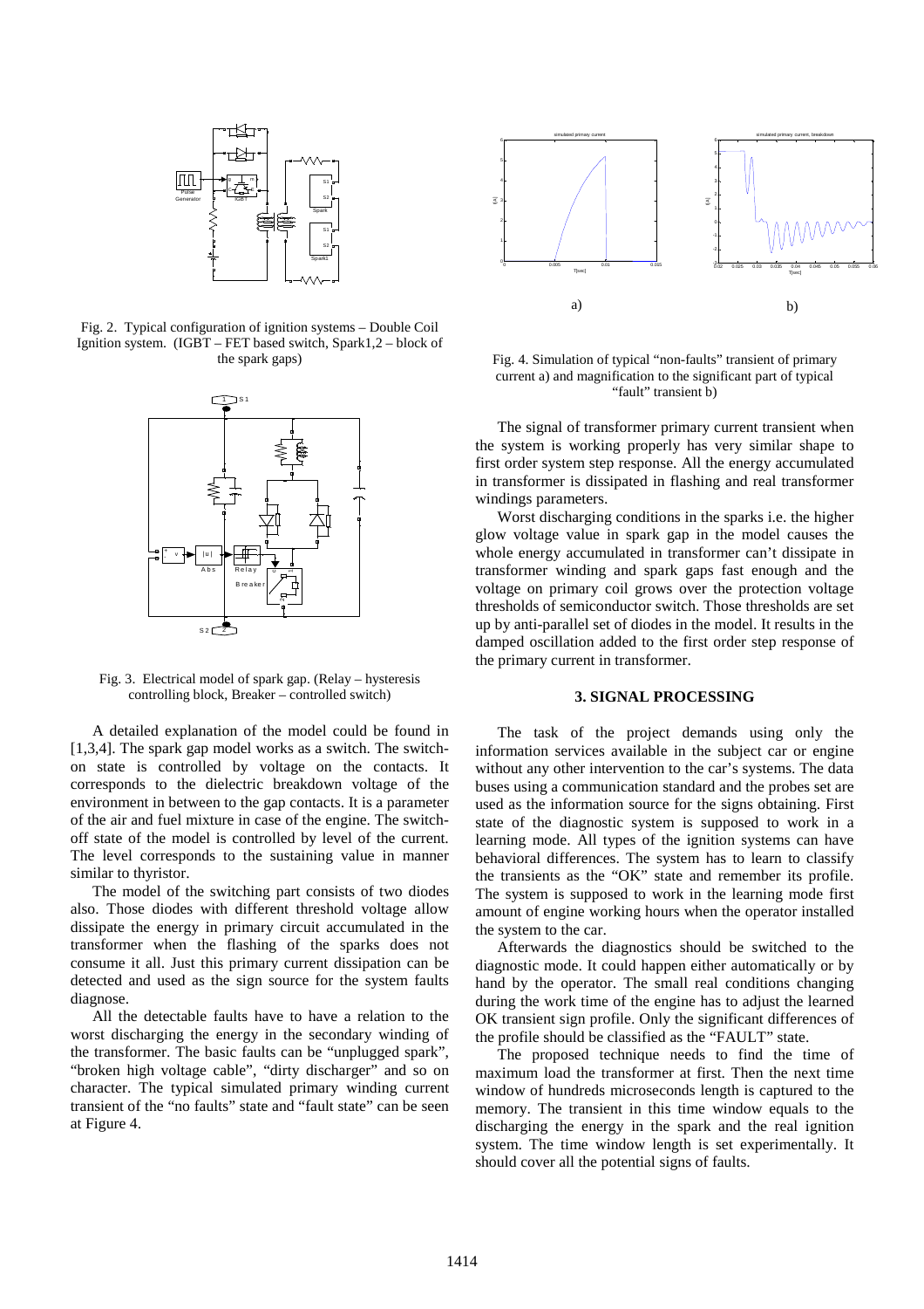Fig. 2. Typical configuration of ignition systems – Double Coil Ignition system. (IGBT – FET based switch, Spark1,2 – block of the spark gaps)

Fig. 3. Electrical model of spark gap. (Relay – hysteresis controlling block, Breaker – controlled switch)

A detailed explanation of the model could be found in [1,3,4]. The spark gap model works as a switch. The switch-on state is controlled by voltage on the contacts. It corresponds to the dielectric breakdown voltage of the environment in between to the gap contacts. It is a parameter of the air and fuel mixture in case of the engine. The switch-off state of the model is controlled by level of the current. The level corresponds to the sustaining value in manner similar to thyristor.

The model of the switching part consists of two diodes also. Those diodes with different threshold voltage allow dissipate the energy in primary circuit accumulated in the transformer when the flashing of the sparks does not consume it all. Just this primary current dissipation can be detected and used as the sign source for the system faults diagnose.

All the detectable faults have to have a relation to the worst discharging the energy in the secondary winding of the transformer. The basic faults can be "unplugged spark", "broken high voltage cable", "dirty discharger" and so on character. The typical simulated primary winding current transient of the "no faults" state and "fault state" can be seen at Figure 4.

Fig. 4. Simulation of typical "non-faults" transient of primary current a) and magnification to the significant part of typical "fault" transient b)

The signal of transformer primary current transient when the system is working properly has very similar shape to first order system step response. All the energy accumulated in transformer is dissipated in flashing and real transformer windings parameters.

Worst discharging conditions in the sparks i.e. the higher glow voltage value in spark gap in the model causes the whole energy accumulated in transformer can't dissipate in transformer winding and spark gaps fast enough and the voltage on primary coil grows over the protection voltage thresholds of semiconductor switch. Those thresholds are set up by anti-parallel set of diodes in the model. It results in the damped oscillation added to the first order step response of the primary current in transformer.

## 3. SIGNAL PROCESSING

The task of the project demands using only the information services available in the subject car or engine without any other intervention to the car's systems. The data buses using a communication standard and the probes set are used as the information source for the signs obtaining. First state of the diagnostic system is supposed to work in a learning mode. All types of the ignition systems can have behavioral differences. The system has to learn to classify the transients as the "OK" state and remember its profile. The system is supposed to work in the learning mode first amount of engine working hours when the operator installed the system to the car.

Afterwards the diagnostics should be switched to the diagnostic mode. It could happen either automatically or by hand by the operator. The small real conditions changing during the work time of the engine has to adjust the learned OK transient sign profile. Only the significant differences of the profile should be classified as the "FAULT" state.

The proposed technique needs to find the time of maximum load the transformer at first. Then the next time window of hundreds microseconds length is captured to the memory. The transient in this time window equals to the discharging the energy in the spark and the real ignition system. The time window length is set experimentally. It should cover all the potential signs of faults.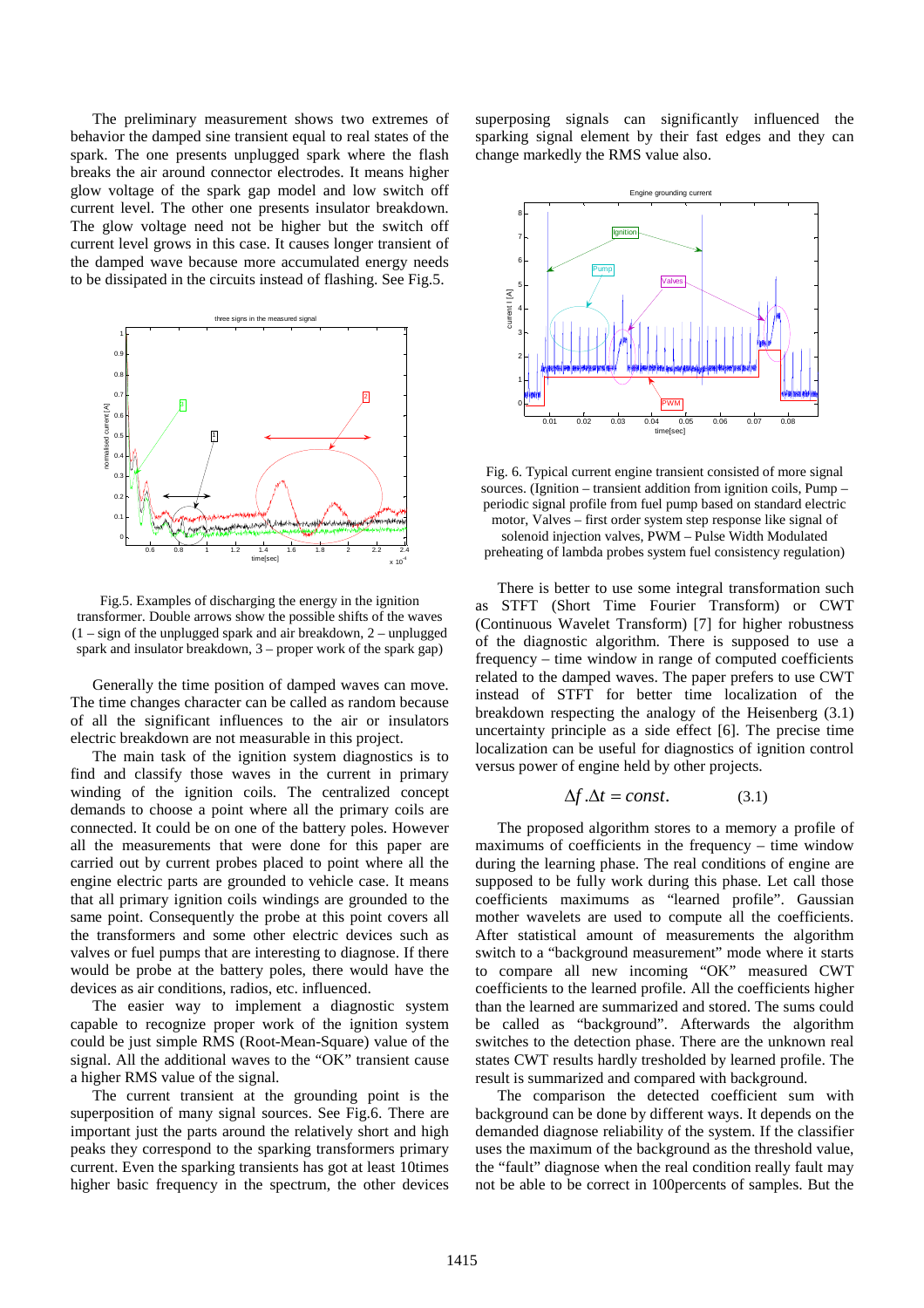The preliminary measurement shows two extremes of behavior the damped sine transient equal to real states of the spark. The one presents unplugged spark where the flash breaks the air around connector electrodes. It means higher glow voltage of the spark gap model and low switch off current level. The other one presents insulator breakdown. The glow voltage need not be higher but the switch off current level grows in this case. It causes longer transient of the damped wave because more accumulated energy needs to be dissipated in the circuits instead of flashing. See Fig.5.

Fig.5. Examples of discharging the energy in the ignition transformer. Double arrows show the possible shifts of the waves (1 – sign of the unplugged spark and air breakdown, 2 – unplugged spark and insulator breakdown, 3 – proper work of the spark gap)

Generally the time position of damped waves can move. The time changes character can be called as random because of all the significant influences to the air or insulators electric breakdown are not measurable in this project.

The main task of the ignition system diagnostics is to find and classify those waves in the current in primary winding of the ignition coils. The centralized concept demands to choose a point where all the primary coils are connected. It could be on one of the battery poles. However all the measurements that were done for this paper are carried out by current probes placed to point where all the engine electric parts are grounded to vehicle case. It means that all primary ignition coils windings are grounded to the same point. Consequently the probe at this point covers all the transformers and some other electric devices such as valves or fuel pumps that are interesting to diagnose. If there would be probe at the battery poles, there would have the devices as air conditions, radios, etc. influenced.

The easier way to implement a diagnostic system capable to recognize proper work of the ignition system could be just simple RMS (Root-Mean-Square) value of the signal. All the additional waves to the "OK" transient cause a higher RMS value of the signal.

The current transient at the grounding point is the superposition of many signal sources. See Fig.6. There are important just the parts around the relatively short and high peaks they correspond to the sparking transformers primary current. Even the sparking transients has got at least 10times higher basic frequency in the spectrum, the other devices superposing signals can significantly influenced the sparking signal element by their fast edges and they can change markedly the RMS value also.

Fig. 6. Typical current engine transient consisted of more signal sources. (Ignition – transient addition from ignition coils, Pump – periodic signal profile from fuel pump based on standard electric motor, Valves – first order system step response like signal of solenoid injection valves, PWM – Pulse Width Modulated preheating of lambda probes system fuel consistency regulation)

There is better to use some integral transformation such as STFT (Short Time Fourier Transform) or CWT (Continuous Wavelet Transform) [7] for higher robustness of the diagnostic algorithm. There is supposed to use a frequency – time window in range of computed coefficients related to the damped waves. The paper prefers to use CWT instead of STFT for better time localization of the breakdown respecting the analogy of the Heisenberg (3.1) uncertainty principle as a side effect [6]. The precise time localization can be useful for diagnostics of ignition control versus power of engine held by other projects.

$$\Delta f . \Delta t = const. \tag{3.1}$$

The proposed algorithm stores to a memory a profile of maximums of coefficients in the frequency – time window during the learning phase. The real conditions of engine are supposed to be fully work during this phase. Let call those coefficients maximums as "learned profile". Gaussian mother wavelets are used to compute all the coefficients. After statistical amount of measurements the algorithm switch to a "background measurement" mode where it starts to compare all new incoming "OK" measured CWT coefficients to the learned profile. All the coefficients higher than the learned are summarized and stored. The sums could be called as "background". Afterwards the algorithm switches to the detection phase. There are the unknown real states CWT results hardly tresholded by learned profile. The result is summarized and compared with background.

The comparison the detected coefficient sum with background can be done by different ways. It depends on the demanded diagnose reliability of the system. If the classifier uses the maximum of the background as the threshold value, the "fault" diagnose when the real condition really fault may not be able to be correct in 100percents of samples. But the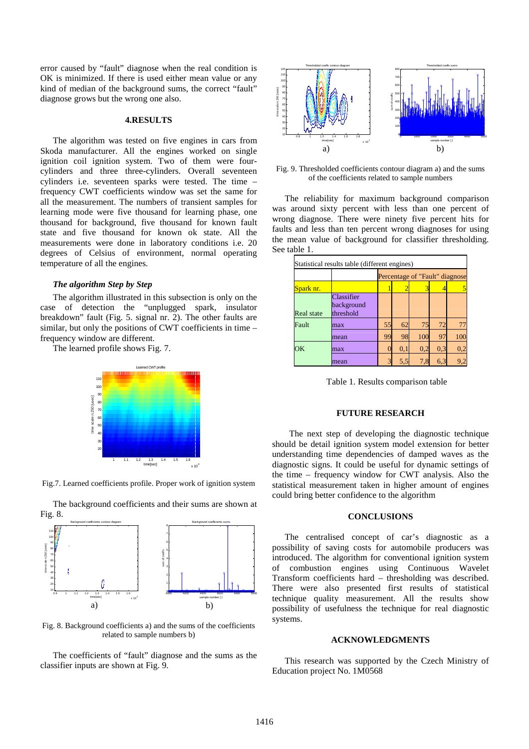error caused by "fault" diagnose when the real condition is OK is minimized. If there is used either mean value or any kind of median of the background sums, the correct "fault" diagnose grows but the wrong one also.

## 4.RESULTS

The algorithm was tested on five engines in cars from Skoda manufacturer. All the engines worked on single ignition coil ignition system. Two of them were four-cylinders and three three-cylinders. Overall seventeen cylinders i.e. seventeen sparks were tested. The time – frequency CWT coefficients window was set the same for all the measurement. The numbers of transient samples for learning mode were five thousand for learning phase, one thousand for background, five thousand for known fault state and five thousand for known ok state. All the measurements were done in laboratory conditions i.e. 20 degrees of Celsius of environment, normal operating temperature of all the engines.

### *The algorithm Step by Step*

The algorithm illustrated in this subsection is only on the case of detection the "unplugged spark, insulator breakdown" fault (Fig. 5. signal nr. 2). The other faults are similar, but only the positions of CWT coefficients in time – frequency window are different.

The learned profile shows Fig. 7.

Fig.7. Learned coefficients profile. Proper work of ignition system

The background coefficients and their sums are shown at Fig. 8.

Fig. 8. Background coefficients a) and the sums of the coefficients related to sample numbers b)

The coefficients of "fault" diagnose and the sums as the classifier inputs are shown at Fig. 9.

Fig. 9. Thresholded coefficients contour diagram a) and the sums of the coefficients related to sample numbers

The reliability for maximum background comparison was around sixty percent with less than one percent of wrong diagnose. There were ninety five percent hits for faults and less than ten percent wrong diagnoses for using the mean value of background for classifier thresholding. See table 1.

| Statistical results table (different engines) | | | | | | |
|---|---|---|---|---|---|---|
| | | Percentage of "Fault" diagnose | | | | |
| Spark nr. | | 1 | 2 | 3 | 4 | 5 |
| Real state | Classifier background threshold | | | | | |
| Fault | max | 55 | 62 | 75 | 72 | 77 |
| | mean | 99 | 98 | 100 | 97 | 100 |
| OK | max | 0 | 0,1 | 0,2 | 0,3 | 0,2 |
| | mean | 3 | 5,5 | 7,8 | 6,3 | 9,2 |

Table 1. Results comparison table

## FUTURE RESEARCH

The next step of developing the diagnostic technique should be detail ignition system model extension for better understanding time dependencies of damped waves as the diagnostic signs. It could be useful for dynamic settings of the time – frequency window for CWT analysis. Also the statistical measurement taken in higher amount of engines could bring better confidence to the algorithm

## CONCLUSIONS

The centralised concept of car's diagnostic as a possibility of saving costs for automobile producers was introduced. The algorithm for conventional ignition system of combustion engines using Continuous Wavelet Transform coefficients hard – thresholding was described. There were also presented first results of statistical technique quality measurement. All the results show possibility of usefulness the technique for real diagnostic systems.

## ACKNOWLEDGMENTS

This research was supported by the Czech Ministry of Education project No. 1M0568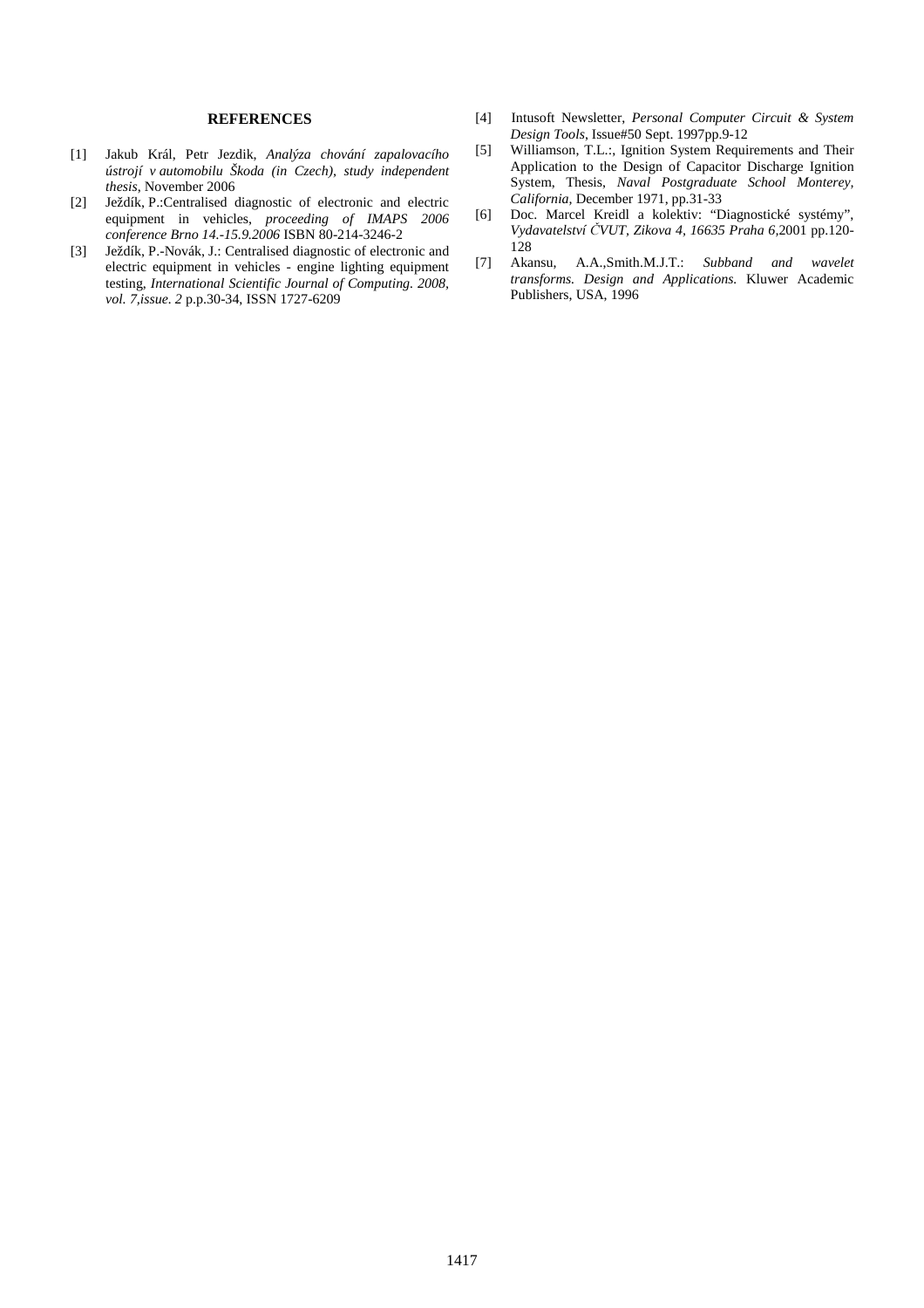## REFERENCES

[1] Jakub Král, Petr Jezdik, *Analýza chování zapalovacího ústrojí v automobilu Škoda (in Czech), study independent thesis*, November 2006

[2] Ježdík, P.:Centralised diagnostic of electronic and electric equipment in vehicles, *proceeding of IMAPS 2006 conference Brno 14.-15.9.2006* ISBN 80-214-3246-2

[3] Ježdík, P.-Novák, J.: Centralised diagnostic of electronic and electric equipment in vehicles - engine lighting equipment testing, *International Scientific Journal of Computing. 2008, vol. 7,issue. 2* p.p.30-34, ISSN 1727-6209

[4] Intusoft Newsletter, *Personal Computer Circuit & System Design Tools*, Issue#50 Sept. 1997pp.9-12

[5] Williamson, T.L.:, Ignition System Requirements and Their Application to the Design of Capacitor Discharge Ignition System, Thesis, *Naval Postgraduate School Monterey, California,* December 1971, pp.31-33

[6] Doc. Marcel Kreidl a kolektiv: "Diagnostické systémy", *Vydavatelství ČVUT, Zikova 4, 16635 Praha 6,*2001 pp.120-128

[7] Akansu, A.A.,Smith.M.J.T.: *Subband and wavelet transforms. Design and Applications.* Kluwer Academic Publishers, USA, 1996